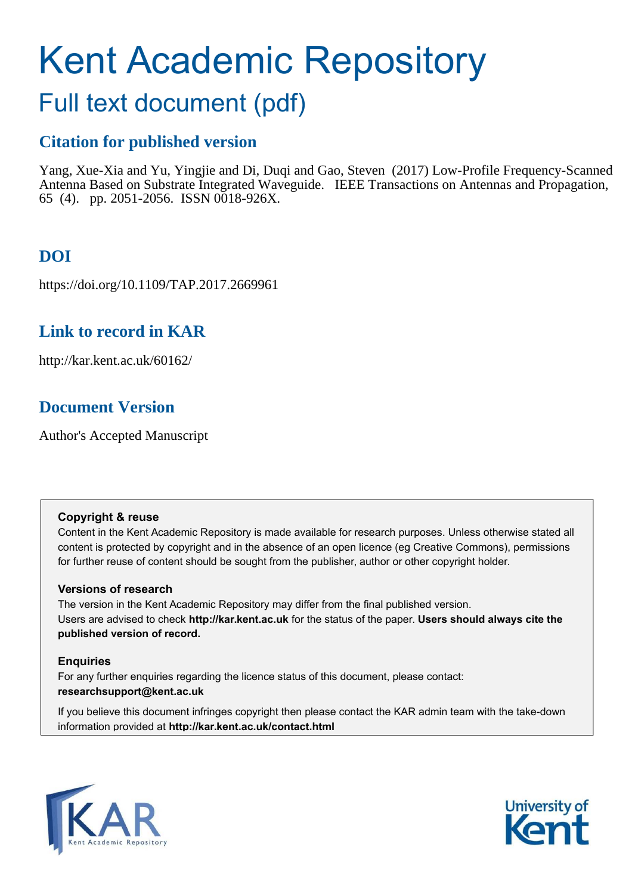# Kent Academic Repository

## Full text document (pdf)

### Citation for published version

Yang, Xue-Xia and Yu, Yingjie and Di, Duqi and Gao, Steven (2017) Low-Profile Frequency-Scanned Antenna Based on Substrate Integrated Waveguide. IEEE Transactions on Antennas and Propagation, 65 (4). pp. 2051-2056. ISSN 0018-926X.

### DOI

https://doi.org/10.1109/TAP.2017.2669961

### Link to record in KAR

http://kar.kent.ac.uk/60162/

### Document Version

Author's Accepted Manuscript

**Copyright & reuse**

Content in the Kent Academic Repository is made available for research purposes. Unless otherwise stated all content is protected by copyright and in the absence of an open licence (eg Creative Commons), permissions for further reuse of content should be sought from the publisher, author or other copyright holder.

**Versions of research**

The version in the Kent Academic Repository may differ from the final published version.
Users are advised to check **http://kar.kent.ac.uk** for the status of the paper. **Users should always cite the published version of record.**

**Enquiries**

For any further enquiries regarding the licence status of this document, please contact:
**researchsupport@kent.ac.uk**

If you believe this document infringes copyright then please contact the KAR admin team with the take-down information provided at **http://kar.kent.ac.uk/contact.html**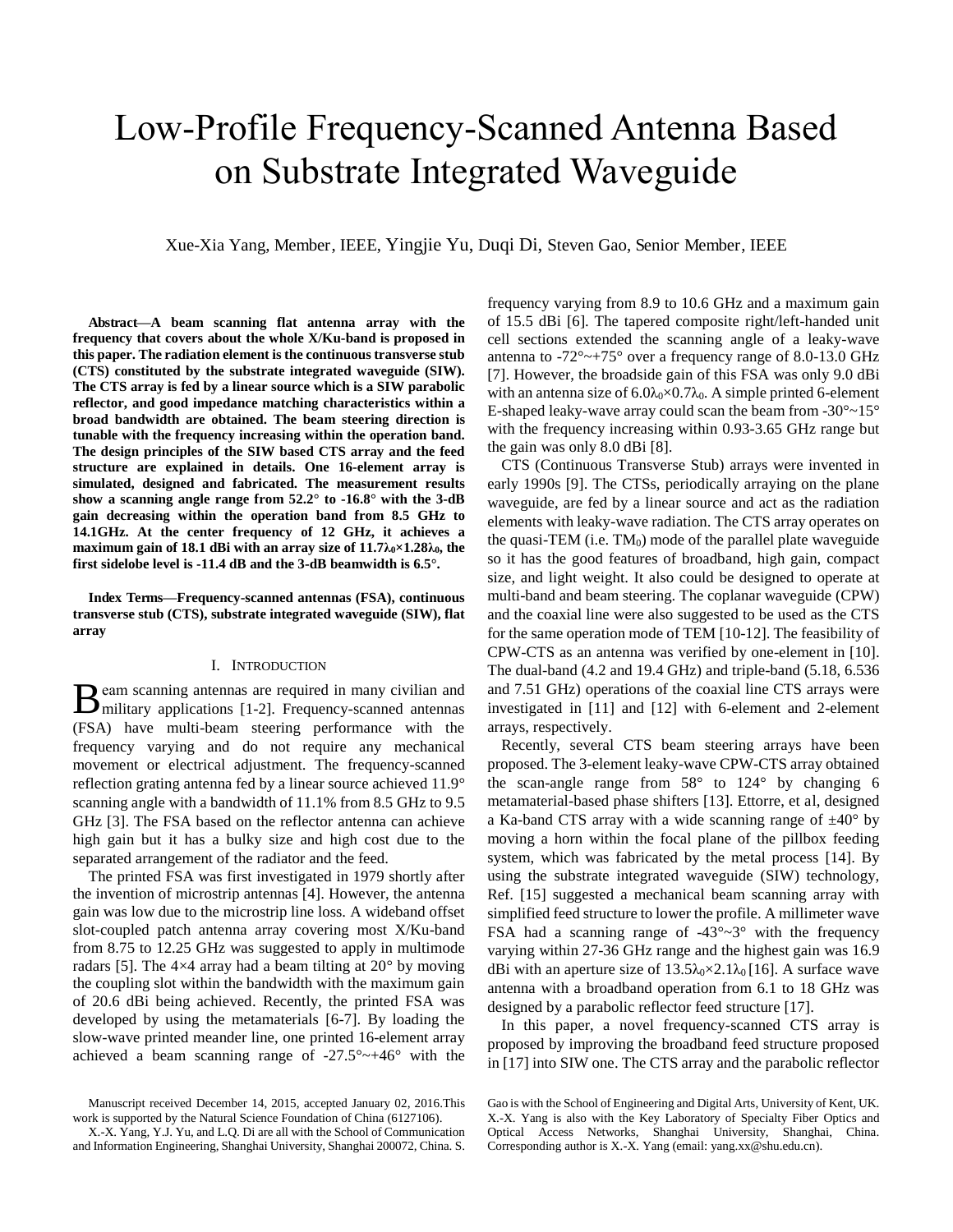# Low-Profile Frequency-Scanned Antenna Based on Substrate Integrated Waveguide

Xue-Xia Yang, Member, IEEE, Yingjie Yu, Duqi Di, Steven Gao, Senior Member, IEEE

***Abstract*—A beam scanning flat antenna array with the frequency that covers about the whole X/Ku-band is proposed in this paper. The radiation element is the continuous transverse stub (CTS) constituted by the substrate integrated waveguide (SIW). The CTS array is fed by a linear source which is a SIW parabolic reflector, and good impedance matching characteristics within a broad bandwidth are obtained. The beam steering direction is tunable with the frequency increasing within the operation band. The design principles of the SIW based CTS array and the feed structure are explained in details. One 16-element array is simulated, designed and fabricated. The measurement results show a scanning angle range from 52.2° to -16.8° with the 3-dB gain decreasing within the operation band from 8.5 GHz to 14.1GHz. At the center frequency of 12 GHz, it achieves a maximum gain of 18.1 dBi with an array size of 11.7$\lambda_0$×1.28$\lambda_0$, the first sidelobe level is -11.4 dB and the 3-dB beamwidth is 6.5°.**

***Index Terms*—Frequency-scanned antennas (FSA), continuous transverse stub (CTS), substrate integrated waveguide (SIW), flat array**

## I. Introduction

Beam scanning antennas are required in many civilian and military applications [1-2]. Frequency-scanned antennas (FSA) have multi-beam steering performance with the frequency varying and do not require any mechanical movement or electrical adjustment. The frequency-scanned reflection grating antenna fed by a linear source achieved 11.9° scanning angle with a bandwidth of 11.1% from 8.5 GHz to 9.5 GHz [3]. The FSA based on the reflector antenna can achieve high gain but it has a bulky size and high cost due to the separated arrangement of the radiator and the feed.

The printed FSA was first investigated in 1979 shortly after the invention of microstrip antennas [4]. However, the antenna gain was low due to the microstrip line loss. A wideband offset slot-coupled patch antenna array covering most X/Ku-band from 8.75 to 12.25 GHz was suggested to apply in multimode radars [5]. The 4×4 array had a beam tilting at 20° by moving the coupling slot within the bandwidth with the maximum gain of 20.6 dBi being achieved. Recently, the printed FSA was developed by using the metamaterials [6-7]. By loading the slow-wave printed meander line, one printed 16-element array achieved a beam scanning range of -27.5°~+46° with the frequency varying from 8.9 to 10.6 GHz and a maximum gain of 15.5 dBi [6]. The tapered composite right/left-handed unit cell sections extended the scanning angle of a leaky-wave antenna to -72°~+75° over a frequency range of 8.0-13.0 GHz [7]. However, the broadside gain of this FSA was only 9.0 dBi with an antenna size of 6.0$\lambda_0$×0.7$\lambda_0$. A simple printed 6-element E-shaped leaky-wave array could scan the beam from -30°~15° with the frequency increasing within 0.93-3.65 GHz range but the gain was only 8.0 dBi [8].

CTS (Continuous Transverse Stub) arrays were invented in early 1990s [9]. The CTSs, periodically arraying on the plane waveguide, are fed by a linear source and act as the radiation elements with leaky-wave radiation. The CTS array operates on the quasi-TEM (i.e. $TM_0$) mode of the parallel plate waveguide so it has the good features of broadband, high gain, compact size, and light weight. It also could be designed to operate at multi-band and beam steering. The coplanar waveguide (CPW) and the coaxial line were also suggested to be used as the CTS for the same operation mode of TEM [10-12]. The feasibility of CPW-CTS as an antenna was verified by one-element in [10]. The dual-band (4.2 and 19.4 GHz) and triple-band (5.18, 6.536 and 7.51 GHz) operations of the coaxial line CTS arrays were investigated in [11] and [12] with 6-element and 2-element arrays, respectively.

Recently, several CTS beam steering arrays have been proposed. The 3-element leaky-wave CPW-CTS array obtained the scan-angle range from 58° to 124° by changing 6 metamaterial-based phase shifters [13]. Ettorre, et al, designed a Ka-band CTS array with a wide scanning range of ±40° by moving a horn within the focal plane of the pillbox feeding system, which was fabricated by the metal process [14]. By using the substrate integrated waveguide (SIW) technology, Ref. [15] suggested a mechanical beam scanning array with simplified feed structure to lower the profile. A millimeter wave FSA had a scanning range of -43°~3° with the frequency varying within 27-36 GHz range and the highest gain was 16.9 dBi with an aperture size of 13.5$\lambda_0$×2.1$\lambda_0$ [16]. A surface wave antenna with a broadband operation from 6.1 to 18 GHz was designed by a parabolic reflector feed structure [17].

In this paper, a novel frequency-scanned CTS array is proposed by improving the broadband feed structure proposed in [17] into SIW one. The CTS array and the parabolic reflector

Manuscript received December 14, 2015, accepted January 02, 2016.This work is supported by the Natural Science Foundation of China (6127106).

X.-X. Yang, Y.J. Yu, and L.Q. Di are all with the School of Communication and Information Engineering, Shanghai University, Shanghai 200072, China. S. Gao is with the School of Engineering and Digital Arts, University of Kent, UK. X.-X. Yang is also with the Key Laboratory of Specialty Fiber Optics and Optical Access Networks, Shanghai University, Shanghai, China. Corresponding author is X.-X. Yang (email: yang.xx@shu.edu.cn).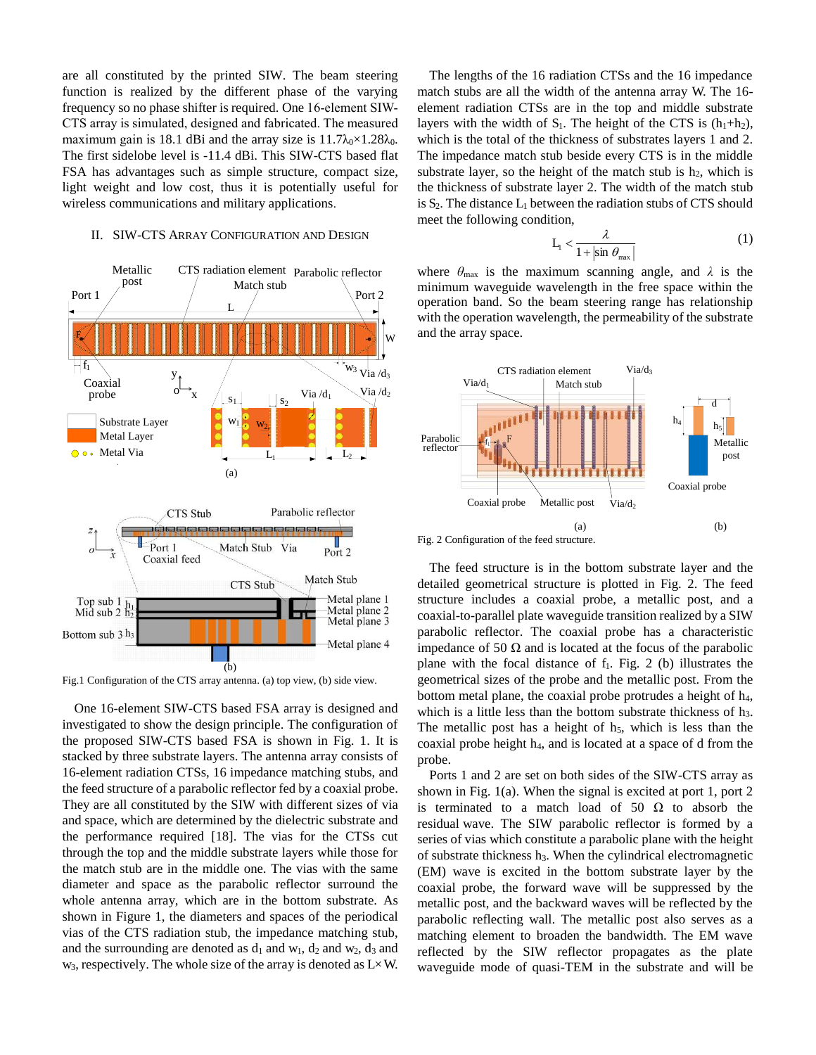are all constituted by the printed SIW. The beam steering function is realized by the different phase of the varying frequency so no phase shifter is required. One 16-element SIW-CTS array is simulated, designed and fabricated. The measured maximum gain is 18.1 dBi and the array size is $11.7\lambda_0 \times 1.28\lambda_0$. The first sidelobe level is -11.4 dBi. This SIW-CTS based flat FSA has advantages such as simple structure, compact size, light weight and low cost, thus it is potentially useful for wireless communications and military applications.

## II. SIW-CTS Array Configuration and Design

Fig.1 Configuration of the CTS array antenna. (a) top view, (b) side view.

One 16-element SIW-CTS based FSA array is designed and investigated to show the design principle. The configuration of the proposed SIW-CTS based FSA is shown in Fig. 1. It is stacked by three substrate layers. The antenna array consists of 16-element radiation CTSs, 16 impedance matching stubs, and the feed structure of a parabolic reflector fed by a coaxial probe. They are all constituted by the SIW with different sizes of via and space, which are determined by the dielectric substrate and the performance required [18]. The vias for the CTSs cut through the top and the middle substrate layers while those for the match stub are in the middle one. The vias with the same diameter and space as the parabolic reflector surround the whole antenna array, which are in the bottom substrate. As shown in Figure 1, the diameters and spaces of the periodical vias of the CTS radiation stub, the impedance matching stub, and the surrounding are denoted as $d_1$ and $w_1$, $d_2$ and $w_2$, $d_3$ and $w_3$, respectively. The whole size of the array is denoted as L× W.

The lengths of the 16 radiation CTSs and the 16 impedance match stubs are all the width of the antenna array W. The 16-element radiation CTSs are in the top and middle substrate layers with the width of $S_1$. The height of the CTS is $(h_1+h_2)$, which is the total of the thickness of substrates layers 1 and 2. The impedance match stub beside every CTS is in the middle substrate layer, so the height of the match stub is $h_2$, which is the thickness of substrate layer 2. The width of the match stub is $S_2$. The distance $L_1$ between the radiation stubs of CTS should meet the following condition,

$$L_1 < \frac{\lambda}{1+|\sin\theta_{max}|} \tag{1}$$

where $\theta_{max}$ is the maximum scanning angle, and $\lambda$ is the minimum waveguide wavelength in the free space within the operation band. So the beam steering range has relationship with the operation wavelength, the permeability of the substrate and the array space.

Fig. 2 Configuration of the feed structure.

The feed structure is in the bottom substrate layer and the detailed geometrical structure is plotted in Fig. 2. The feed structure includes a coaxial probe, a metallic post, and a coaxial-to-parallel plate waveguide transition realized by a SIW parabolic reflector. The coaxial probe has a characteristic impedance of 50 Ω and is located at the focus of the parabolic plane with the focal distance of $f_1$. Fig. 2 (b) illustrates the geometrical sizes of the probe and the metallic post. From the bottom metal plane, the coaxial probe protrudes a height of $h_4$, which is a little less than the bottom substrate thickness of $h_3$. The metallic post has a height of $h_5$, which is less than the coaxial probe height $h_4$, and is located at a space of d from the probe.

Ports 1 and 2 are set on both sides of the SIW-CTS array as shown in Fig. 1(a). When the signal is excited at port 1, port 2 is terminated to a match load of 50 Ω to absorb the residual wave. The SIW parabolic reflector is formed by a series of vias which constitute a parabolic plane with the height of substrate thickness $h_3$. When the cylindrical electromagnetic (EM) wave is excited in the bottom substrate layer by the coaxial probe, the forward wave will be suppressed by the metallic post, and the backward waves will be reflected by the parabolic reflecting wall. The metallic post also serves as a matching element to broaden the bandwidth. The EM wave reflected by the SIW reflector propagates as the plate waveguide mode of quasi-TEM in the substrate and will be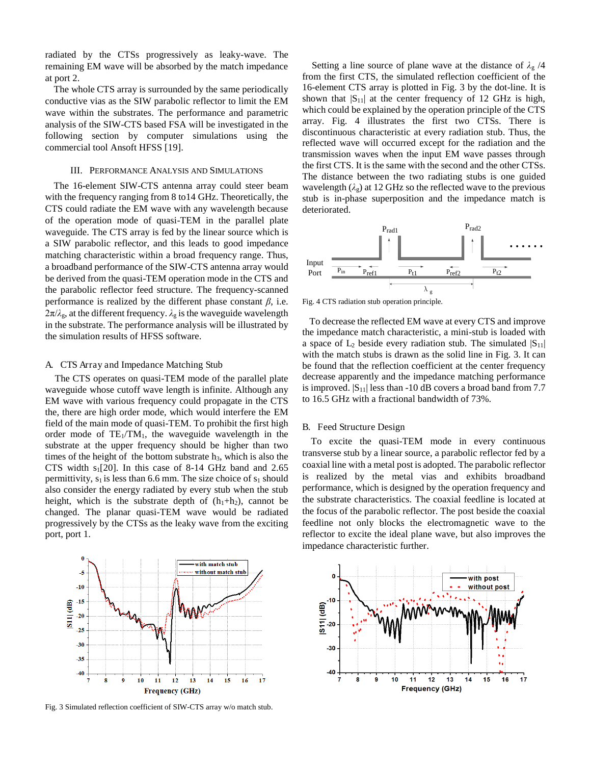radiated by the CTSs progressively as leaky-wave. The remaining EM wave will be absorbed by the match impedance at port 2.

The whole CTS array is surrounded by the same periodically conductive vias as the SIW parabolic reflector to limit the EM wave within the substrates. The performance and parametric analysis of the SIW-CTS based FSA will be investigated in the following section by computer simulations using the commercial tool Ansoft HFSS [19].

## III. Performance Analysis and Simulations

The 16-element SIW-CTS antenna array could steer beam with the frequency ranging from 8 to14 GHz. Theoretically, the CTS could radiate the EM wave with any wavelength because of the operation mode of quasi-TEM in the parallel plate waveguide. The CTS array is fed by the linear source which is a SIW parabolic reflector, and this leads to good impedance matching characteristic within a broad frequency range. Thus, a broadband performance of the SIW-CTS antenna array would be derived from the quasi-TEM operation mode in the CTS and the parabolic reflector feed structure. The frequency-scanned performance is realized by the different phase constant $\beta$, i.e. $2\pi/\lambda_g$, at the different frequency. $\lambda_g$ is the waveguide wavelength in the substrate. The performance analysis will be illustrated by the simulation results of HFSS software.

### A. CTS Array and Impedance Matching Stub

The CTS operates on quasi-TEM mode of the parallel plate waveguide whose cutoff wave length is infinite. Although any EM wave with various frequency could propagate in the CTS the, there are high order mode, which would interfere the EM field of the main mode of quasi-TEM. To prohibit the first high order mode of $TE_1/TM_1$, the waveguide wavelength in the substrate at the upper frequency should be higher than two times of the height of the bottom substrate $h_3$, which is also the CTS width $s_1$[20]. In this case of 8-14 GHz band and 2.65 permittivity, $s_1$ is less than 6.6 mm. The size choice of $s_1$ should also consider the energy radiated by every stub when the stub height, which is the substrate depth of ($h_1$+$h_2$), cannot be changed. The planar quasi-TEM wave would be radiated progressively by the CTSs as the leaky wave from the exciting port, port 1.

Fig. 3 Simulated reflection coefficient of SIW-CTS array w/o match stub.

Setting a line source of plane wave at the distance of $\lambda_g$ /4 from the first CTS, the simulated reflection coefficient of the 16-element CTS array is plotted in Fig. 3 by the dot-line. It is shown that $|S_{11}|$ at the center frequency of 12 GHz is high, which could be explained by the operation principle of the CTS array. Fig. 4 illustrates the first two CTSs. There is discontinuous characteristic at every radiation stub. Thus, the reflected wave will occurred except for the radiation and the transmission waves when the input EM wave passes through the first CTS. It is the same with the second and the other CTSs. The distance between the two radiating stubs is one guided wavelength ($\lambda_g$) at 12 GHz so the reflected wave to the previous stub is in-phase superposition and the impedance match is deteriorated.

Fig. 4 CTS radiation stub operation principle.

To decrease the reflected EM wave at every CTS and improve the impedance match characteristic, a mini-stub is loaded with a space of $L_2$ beside every radiation stub. The simulated $|S_{11}|$ with the match stubs is drawn as the solid line in Fig. 3. It can be found that the reflection coefficient at the center frequency decrease apparently and the impedance matching performance is improved. $|S_{11}|$ less than -10 dB covers a broad band from 7.7 to 16.5 GHz with a fractional bandwidth of 73%.

### B. Feed Structure Design

To excite the quasi-TEM mode in every continuous transverse stub by a linear source, a parabolic reflector fed by a coaxial line with a metal post is adopted. The parabolic reflector is realized by the metal vias and exhibits broadband performance, which is designed by the operation frequency and the substrate characteristics. The coaxial feedline is located at the focus of the parabolic reflector. The post beside the coaxial feedline not only blocks the electromagnetic wave to the reflector to excite the ideal plane wave, but also improves the impedance characteristic further.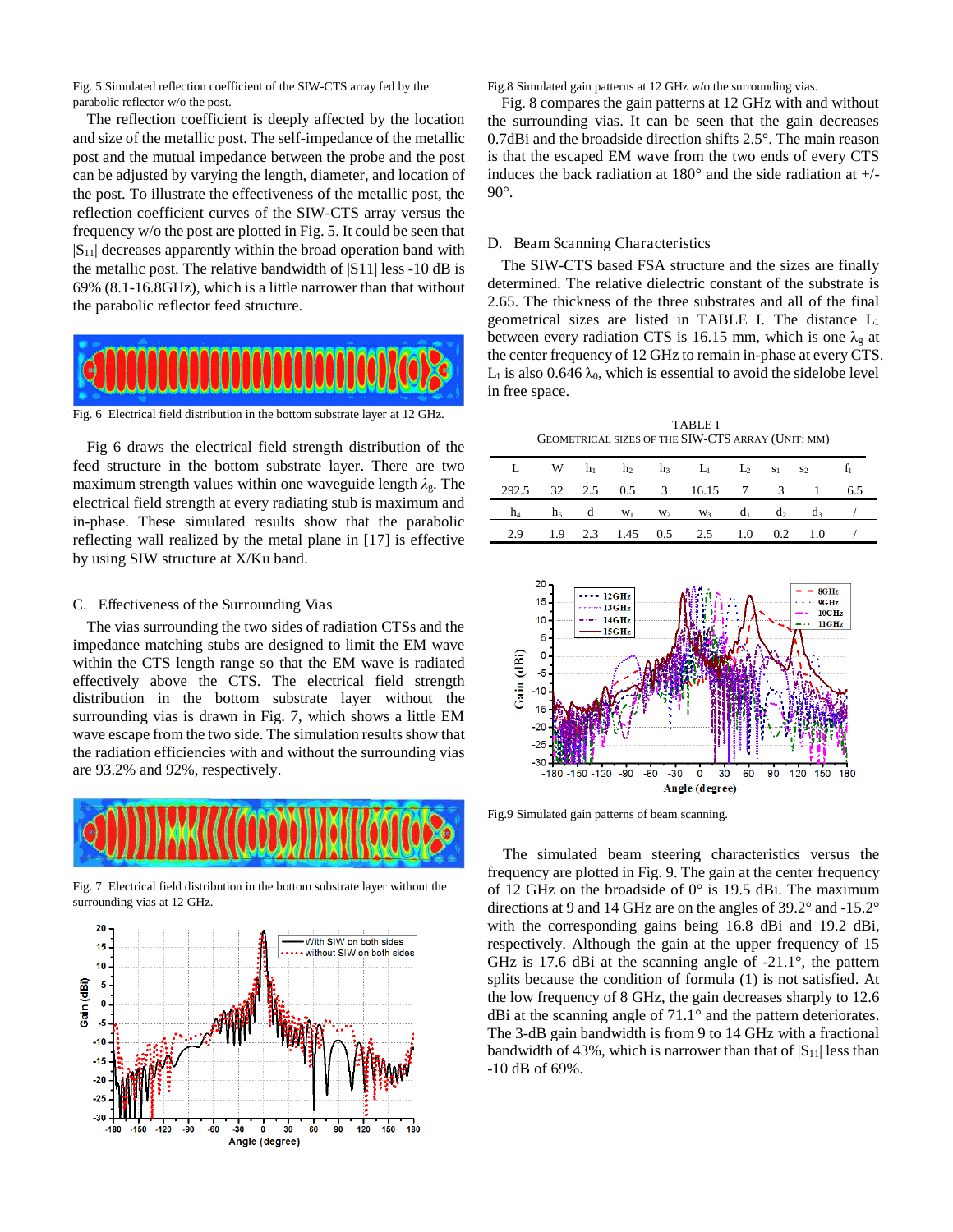Fig. 5 Simulated reflection coefficient of the SIW-CTS array fed by the parabolic reflector w/o the post.

The reflection coefficient is deeply affected by the location and size of the metallic post. The self-impedance of the metallic post and the mutual impedance between the probe and the post can be adjusted by varying the length, diameter, and location of the post. To illustrate the effectiveness of the metallic post, the reflection coefficient curves of the SIW-CTS array versus the frequency w/o the post are plotted in Fig. 5. It could be seen that $|S_{11}|$ decreases apparently within the broad operation band with the metallic post. The relative bandwidth of |S11| less -10 dB is 69% (8.1-16.8GHz), which is a little narrower than that without the parabolic reflector feed structure.

Fig. 6 Electrical field distribution in the bottom substrate layer at 12 GHz.

Fig 6 draws the electrical field strength distribution of the feed structure in the bottom substrate layer. There are two maximum strength values within one waveguide length $\lambda_g$. The electrical field strength at every radiating stub is maximum and in-phase. These simulated results show that the parabolic reflecting wall realized by the metal plane in [17] is effective by using SIW structure at X/Ku band.

### C. Effectiveness of the Surrounding Vias

The vias surrounding the two sides of radiation CTSs and the impedance matching stubs are designed to limit the EM wave within the CTS length range so that the EM wave is radiated effectively above the CTS. The electrical field strength distribution in the bottom substrate layer without the surrounding vias is drawn in Fig. 7, which shows a little EM wave escape from the two side. The simulation results show that the radiation efficiencies with and without the surrounding vias are 93.2% and 92%, respectively.

Fig. 7 Electrical field distribution in the bottom substrate layer without the surrounding vias at 12 GHz.

Fig.8 Simulated gain patterns at 12 GHz w/o the surrounding vias.

Fig. 8 compares the gain patterns at 12 GHz with and without the surrounding vias. It can be seen that the gain decreases 0.7dBi and the broadside direction shifts 2.5°. The main reason is that the escaped EM wave from the two ends of every CTS induces the back radiation at 180° and the side radiation at +/- 90°.

### D. Beam Scanning Characteristics

The SIW-CTS based FSA structure and the sizes are finally determined. The relative dielectric constant of the substrate is 2.65. The thickness of the three substrates and all of the final geometrical sizes are listed in TABLE I. The distance $L_1$ between every radiation CTS is 16.15 mm, which is one $\lambda_g$ at the center frequency of 12 GHz to remain in-phase at every CTS. $L_1$ is also 0.646 $\lambda_0$, which is essential to avoid the sidelobe level in free space.

TABLE I
GEOMETRICAL SIZES OF THE SIW-CTS ARRAY (UNIT: MM)

| L | W | $h_1$ | $h_2$ | $h_3$ | $L_1$ | $L_2$ | $s_1$ | $s_2$ | $f_1$ |
|---|---|---|---|---|---|---|---|---|---|
| 292.5 | 32 | 2.5 | 0.5 | 3 | 16.15 | 7 | 3 | 1 | 6.5 |
| $h_4$ | $h_5$ | d | $w_1$ | $w_2$ | $w_3$ | $d_1$ | $d_2$ | $d_3$ | / |
| 2.9 | 1.9 | 2.3 | 1.45 | 0.5 | 2.5 | 1.0 | 0.2 | 1.0 | / |

Fig.9 Simulated gain patterns of beam scanning.

The simulated beam steering characteristics versus the frequency are plotted in Fig. 9. The gain at the center frequency of 12 GHz on the broadside of 0° is 19.5 dBi. The maximum directions at 9 and 14 GHz are on the angles of 39.2° and -15.2° with the corresponding gains being 16.8 dBi and 19.2 dBi, respectively. Although the gain at the upper frequency of 15 GHz is 17.6 dBi at the scanning angle of -21.1°, the pattern splits because the condition of formula (1) is not satisfied. At the low frequency of 8 GHz, the gain decreases sharply to 12.6 dBi at the scanning angle of 71.1° and the pattern deteriorates. The 3-dB gain bandwidth is from 9 to 14 GHz with a fractional bandwidth of 43%, which is narrower than that of $|S_{11}|$ less than -10 dB of 69%.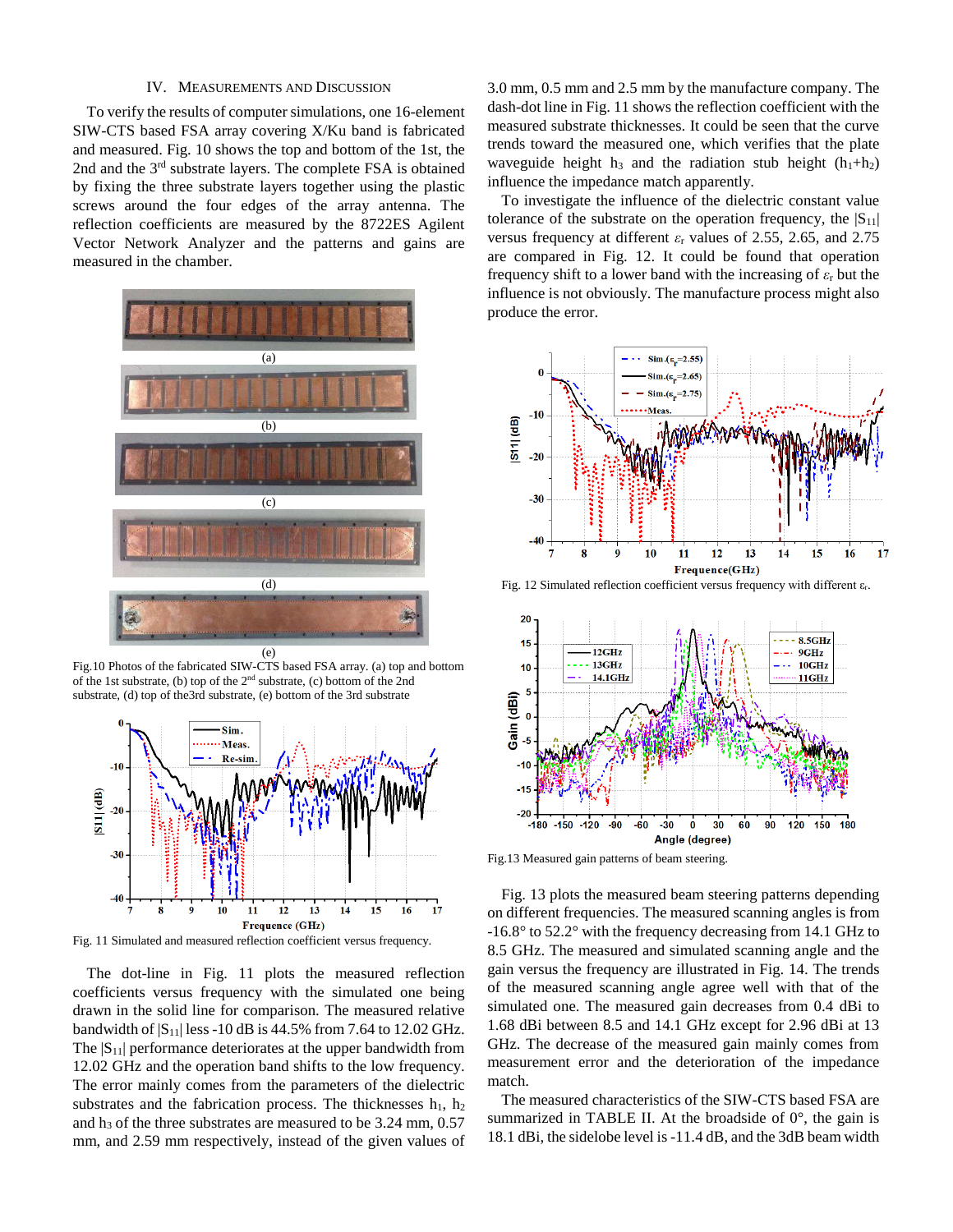## IV. Measurements and Discussion

To verify the results of computer simulations, one 16-element SIW-CTS based FSA array covering X/Ku band is fabricated and measured. Fig. 10 shows the top and bottom of the 1st, the 2nd and the 3rd substrate layers. The complete FSA is obtained by fixing the three substrate layers together using the plastic screws around the four edges of the array antenna. The reflection coefficients are measured by the 8722ES Agilent Vector Network Analyzer and the patterns and gains are measured in the chamber.

Fig.10 Photos of the fabricated SIW-CTS based FSA array. (a) top and bottom of the 1st substrate, (b) top of the 2nd substrate, (c) bottom of the 2nd substrate, (d) top of the3rd substrate, (e) bottom of the 3rd substrate

Fig. 11 Simulated and measured reflection coefficient versus frequency.

The dot-line in Fig. 11 plots the measured reflection coefficients versus frequency with the simulated one being drawn in the solid line for comparison. The measured relative bandwidth of $|S_{11}|$ less -10 dB is 44.5% from 7.64 to 12.02 GHz. The $|S_{11}|$ performance deteriorates at the upper bandwidth from 12.02 GHz and the operation band shifts to the low frequency. The error mainly comes from the parameters of the dielectric substrates and the fabrication process. The thicknesses $h_1$, $h_2$ and $h_3$ of the three substrates are measured to be 3.24 mm, 0.57 mm, and 2.59 mm respectively, instead of the given values of 3.0 mm, 0.5 mm and 2.5 mm by the manufacture company. The dash-dot line in Fig. 11 shows the reflection coefficient with the measured substrate thicknesses. It could be seen that the curve trends toward the measured one, which verifies that the plate waveguide height $h_3$ and the radiation stub height ($h_1$+$h_2$) influence the impedance match apparently.

To investigate the influence of the dielectric constant value tolerance of the substrate on the operation frequency, the $|S_{11}|$ versus frequency at different $\varepsilon_r$ values of 2.55, 2.65, and 2.75 are compared in Fig. 12. It could be found that operation frequency shift to a lower band with the increasing of $\varepsilon_r$ but the influence is not obviously. The manufacture process might also produce the error.

Fig. 12 Simulated reflection coefficient versus frequency with different $\varepsilon_r$.

Fig.13 Measured gain patterns of beam steering.

Fig. 13 plots the measured beam steering patterns depending on different frequencies. The measured scanning angles is from -16.8° to 52.2° with the frequency decreasing from 14.1 GHz to 8.5 GHz. The measured and simulated scanning angle and the gain versus the frequency are illustrated in Fig. 14. The trends of the measured scanning angle agree well with that of the simulated one. The measured gain decreases from 0.4 dBi to 1.68 dBi between 8.5 and 14.1 GHz except for 2.96 dBi at 13 GHz. The decrease of the measured gain mainly comes from measurement error and the deterioration of the impedance match.

The measured characteristics of the SIW-CTS based FSA are summarized in TABLE II. At the broadside of 0°, the gain is 18.1 dBi, the sidelobe level is -11.4 dB, and the 3dB beam width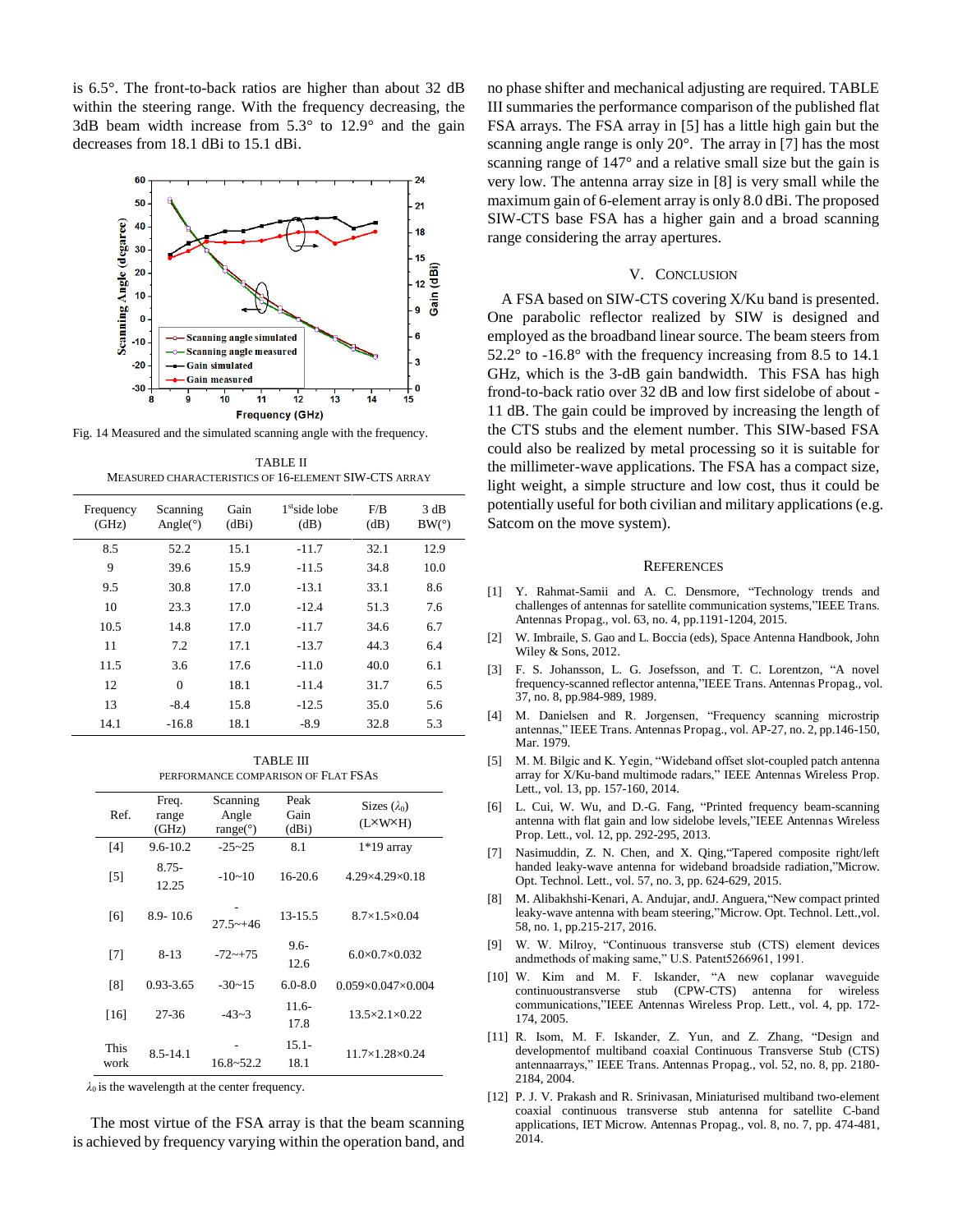is 6.5°. The front-to-back ratios are higher than about 32 dB within the steering range. With the frequency decreasing, the 3dB beam width increase from 5.3° to 12.9° and the gain decreases from 18.1 dBi to 15.1 dBi.

Fig. 14 Measured and the simulated scanning angle with the frequency.

TABLE II

MEASURED CHARACTERISTICS OF 16-ELEMENT SIW-CTS ARRAY

| Frequency (GHz) | Scanning Angle(°) | Gain (dBi) | 1st side lobe (dB) | F/B (dB) | 3 dB BW(°) |
|---|---|---|---|---|---|
| 8.5 | 52.2 | 15.1 | -11.7 | 32.1 | 12.9 |
| 9 | 39.6 | 15.9 | -11.5 | 34.8 | 10.0 |
| 9.5 | 30.8 | 17.0 | -13.1 | 33.1 | 8.6 |
| 10 | 23.3 | 17.0 | -12.4 | 51.3 | 7.6 |
| 10.5 | 14.8 | 17.0 | -11.7 | 34.6 | 6.7 |
| 11 | 7.2 | 17.1 | -13.7 | 44.3 | 6.4 |
| 11.5 | 3.6 | 17.6 | -11.0 | 40.0 | 6.1 |
| 12 | 0 | 18.1 | -11.4 | 31.7 | 6.5 |
| 13 | -8.4 | 15.8 | -12.5 | 35.0 | 5.6 |
| 14.1 | -16.8 | 18.1 | -8.9 | 32.8 | 5.3 |

TABLE III

PERFORMANCE COMPARISON OF FLAT FSAS

| Ref. | Freq. range (GHz) | Scanning Angle range(°) | Peak Gain (dBi) | Sizes ($\lambda_0$) (L×W×H) |
|---|---|---|---|---|
| [4] | 9.6-10.2 | -25~25 | 8.1 | 1*19 array |
| [5] | 8.75-12.25 | -10~10 | 16-20.6 | 4.29×4.29×0.18 |
| [6] | 8.9- 10.6 | -27.5~+46 | 13-15.5 | 8.7×1.5×0.04 |
| [7] | 8-13 | -72~+75 | 9.6-12.6 | 6.0×0.7×0.032 |
| [8] | 0.93-3.65 | -30~15 | 6.0-8.0 | 0.059×0.047×0.004 |
| [16] | 27-36 | -43~3 | 11.6-17.8 | 13.5×2.1×0.22 |
| This work | 8.5-14.1 | -16.8~52.2 | 15.1-18.1 | 11.7×1.28×0.24 |

$\lambda_0$ is the wavelength at the center frequency.

The most virtue of the FSA array is that the beam scanning is achieved by frequency varying within the operation band, and no phase shifter and mechanical adjusting are required. TABLE III summaries the performance comparison of the published flat FSA arrays. The FSA array in [5] has a little high gain but the scanning angle range is only 20°. The array in [7] has the most scanning range of 147° and a relative small size but the gain is very low. The antenna array size in [8] is very small while the maximum gain of 6-element array is only 8.0 dBi. The proposed SIW-CTS base FSA has a higher gain and a broad scanning range considering the array apertures.

## V. CONCLUSION

A FSA based on SIW-CTS covering X/Ku band is presented. One parabolic reflector realized by SIW is designed and employed as the broadband linear source. The beam steers from 52.2° to -16.8° with the frequency increasing from 8.5 to 14.1 GHz, which is the 3-dB gain bandwidth. This FSA has high frond-to-back ratio over 32 dB and low first sidelobe of about -11 dB. The gain could be improved by increasing the length of the CTS stubs and the element number. This SIW-based FSA could also be realized by metal processing so it is suitable for the millimeter-wave applications. The FSA has a compact size, light weight, a simple structure and low cost, thus it could be potentially useful for both civilian and military applications (e.g. Satcom on the move system).

## REFERENCES

[1] Y. Rahmat-Samii and A. C. Densmore, "Technology trends and challenges of antennas for satellite communication systems,"IEEE Trans. Antennas Propag., vol. 63, no. 4, pp.1191-1204, 2015.

[2] W. Imbraile, S. Gao and L. Boccia (eds), Space Antenna Handbook, John Wiley & Sons, 2012.

[3] F. S. Johansson, L. G. Josefsson, and T. C. Lorentzon, "A novel frequency-scanned reflector antenna,"IEEE Trans. Antennas Propag., vol. 37, no. 8, pp.984-989, 1989.

[4] M. Danielsen and R. Jorgensen, "Frequency scanning microstrip antennas," IEEE Trans. Antennas Propag., vol. AP-27, no. 2, pp.146-150, Mar. 1979.

[5] M. M. Bilgic and K. Yegin, "Wideband offset slot-coupled patch antenna array for X/Ku-band multimode radars," IEEE Antennas Wireless Prop. Lett., vol. 13, pp. 157-160, 2014.

[6] L. Cui, W. Wu, and D.-G. Fang, "Printed frequency beam-scanning antenna with flat gain and low sidelobe levels,"IEEE Antennas Wireless Prop. Lett., vol. 12, pp. 292-295, 2013.

[7] Nasimuddin, Z. N. Chen, and X. Qing,"Tapered composite right/left handed leaky-wave antenna for wideband broadside radiation,"Microw. Opt. Technol. Lett., vol. 57, no. 3, pp. 624-629, 2015.

[8] M. Alibakhshi-Kenari, A. Andujar, andJ. Anguera,"New compact printed leaky-wave antenna with beam steering,"Microw. Opt. Technol. Lett.,vol. 58, no. 1, pp.215-217, 2016.

[9] W. W. Milroy, "Continuous transverse stub (CTS) element devices andmethods of making same," U.S. Patent5266961, 1991.

[10] W. Kim and M. F. Iskander, "A new coplanar waveguide continuoustransverse stub (CPW-CTS) antenna for wireless communications,"IEEE Antennas Wireless Prop. Lett., vol. 4, pp. 172-174, 2005.

[11] R. Isom, M. F. Iskander, Z. Yun, and Z. Zhang, "Design and developmentof multiband coaxial Continuous Transverse Stub (CTS) antennaarrays," IEEE Trans. Antennas Propag., vol. 52, no. 8, pp. 2180-2184, 2004.

[12] P. J. V. Prakash and R. Srinivasan, Miniaturised multiband two-element coaxial continuous transverse stub antenna for satellite C-band applications, IET Microw. Antennas Propag., vol. 8, no. 7, pp. 474-481, 2014.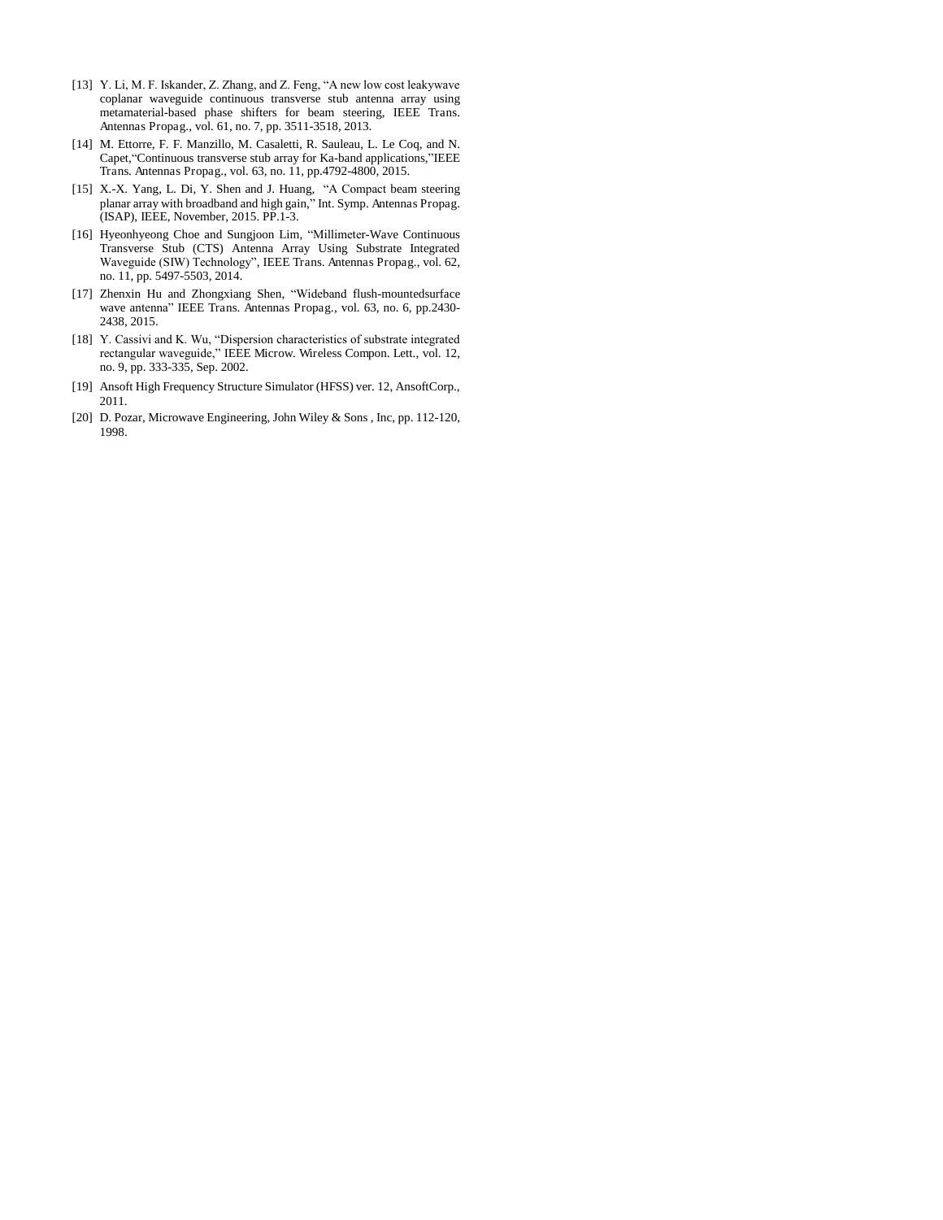[13] Y. Li, M. F. Iskander, Z. Zhang, and Z. Feng, "A new low cost leakywave coplanar waveguide continuous transverse stub antenna array using metamaterial-based phase shifters for beam steering, IEEE Trans. Antennas Propag., vol. 61, no. 7, pp. 3511-3518, 2013.

[14] M. Ettorre, F. F. Manzillo, M. Casaletti, R. Sauleau, L. Le Coq, and N. Capet,"Continuous transverse stub array for Ka-band applications,"IEEE Trans. Antennas Propag., vol. 63, no. 11, pp.4792-4800, 2015.

[15] X.-X. Yang, L. Di, Y. Shen and J. Huang, "A Compact beam steering planar array with broadband and high gain," Int. Symp. Antennas Propag. (ISAP), IEEE, November, 2015. PP.1-3.

[16] Hyeonhyeong Choe and Sungjoon Lim, "Millimeter-Wave Continuous Transverse Stub (CTS) Antenna Array Using Substrate Integrated Waveguide (SIW) Technology", IEEE Trans. Antennas Propag., vol. 62, no. 11, pp. 5497-5503, 2014.

[17] Zhenxin Hu and Zhongxiang Shen, "Wideband flush-mountedsurface wave antenna" IEEE Trans. Antennas Propag., vol. 63, no. 6, pp.2430-2438, 2015.

[18] Y. Cassivi and K. Wu, "Dispersion characteristics of substrate integrated rectangular waveguide," IEEE Microw. Wireless Compon. Lett., vol. 12, no. 9, pp. 333-335, Sep. 2002.

[19] Ansoft High Frequency Structure Simulator (HFSS) ver. 12, AnsoftCorp., 2011.

[20] D. Pozar, Microwave Engineering, John Wiley & Sons , Inc, pp. 112-120, 1998.